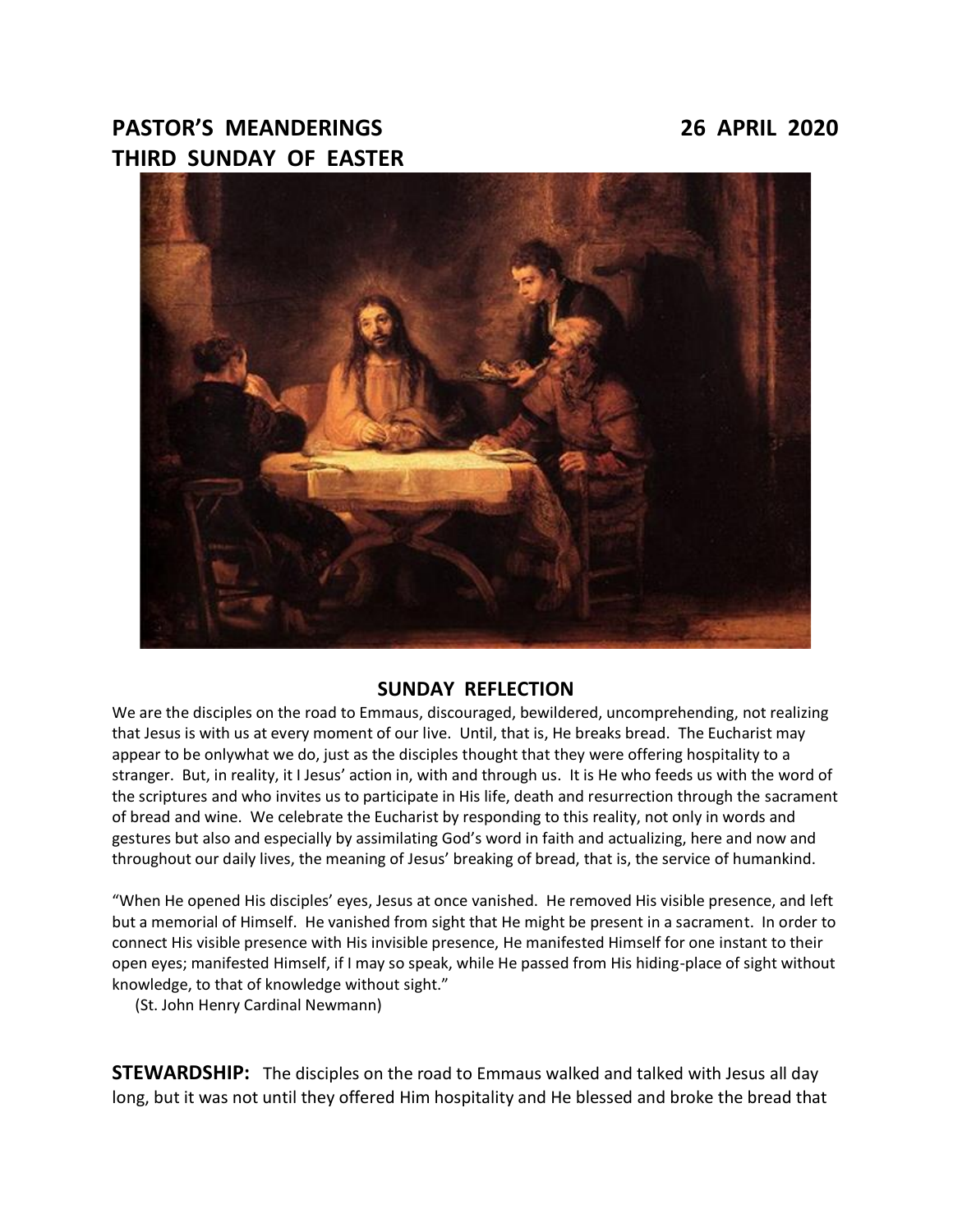# PASTOR'S MEANDERINGS 26 APRIL 2020
# THIRD SUNDAY OF EASTER

## SUNDAY REFLECTION

We are the disciples on the road to Emmaus, discouraged, bewildered, uncomprehending, not realizing that Jesus is with us at every moment of our live. Until, that is, He breaks bread. The Eucharist may appear to be onlywhat we do, just as the disciples thought that they were offering hospitality to a stranger. But, in reality, it I Jesus' action in, with and through us. It is He who feeds us with the word of the scriptures and who invites us to participate in His life, death and resurrection through the sacrament of bread and wine. We celebrate the Eucharist by responding to this reality, not only in words and gestures but also and especially by assimilating God's word in faith and actualizing, here and now and throughout our daily lives, the meaning of Jesus' breaking of bread, that is, the service of humankind.

"When He opened His disciples' eyes, Jesus at once vanished. He removed His visible presence, and left but a memorial of Himself. He vanished from sight that He might be present in a sacrament. In order to connect His visible presence with His invisible presence, He manifested Himself for one instant to their open eyes; manifested Himself, if I may so speak, while He passed from His hiding-place of sight without knowledge, to that of knowledge without sight."

(St. John Henry Cardinal Newmann)

**STEWARDSHIP:** The disciples on the road to Emmaus walked and talked with Jesus all day long, but it was not until they offered Him hospitality and He blessed and broke the bread that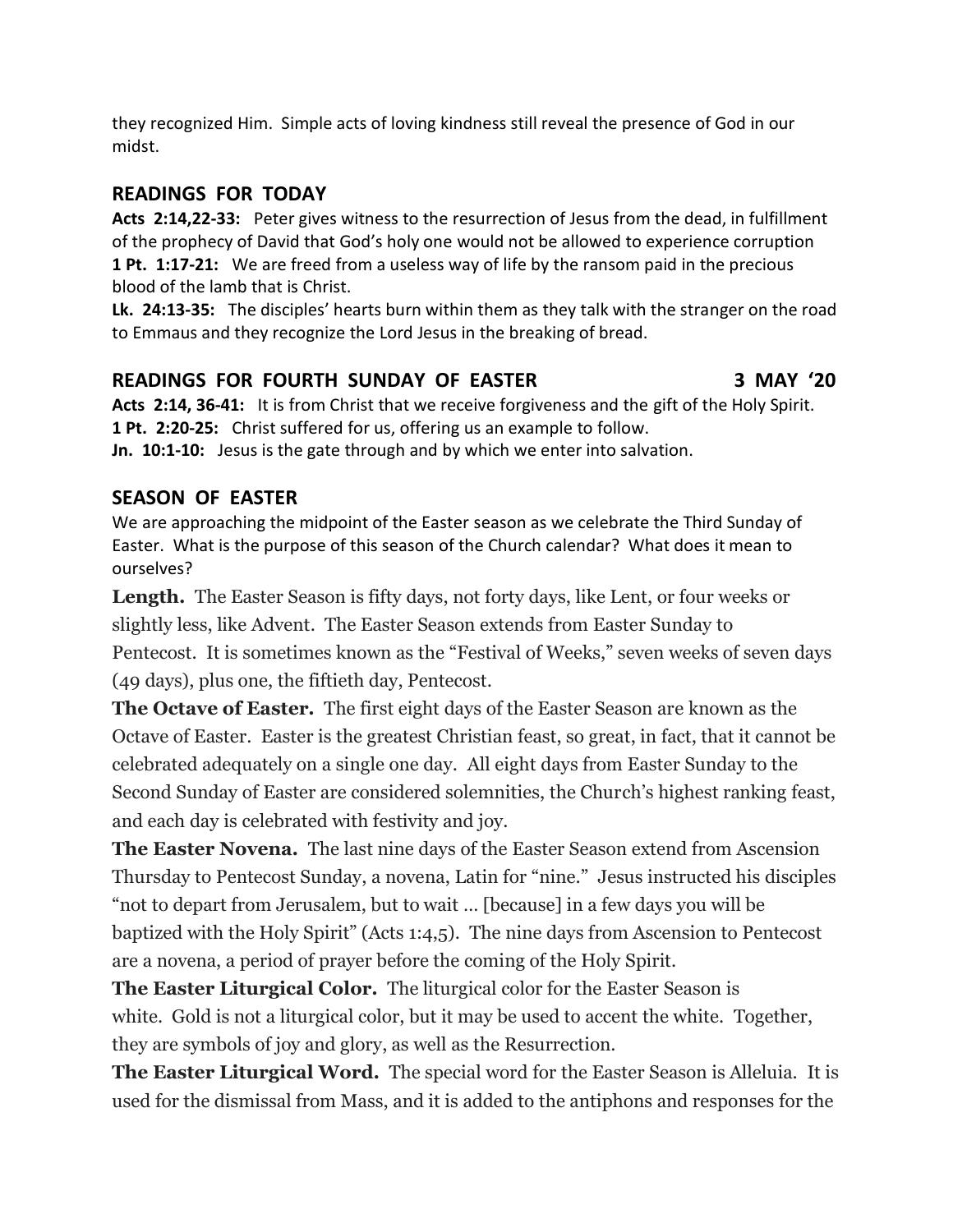they recognized Him. Simple acts of loving kindness still reveal the presence of God in our midst.

## READINGS FOR TODAY

**Acts 2:14,22-33:** Peter gives witness to the resurrection of Jesus from the dead, in fulfillment of the prophecy of David that God's holy one would not be allowed to experience corruption
**1 Pt. 1:17-21:** We are freed from a useless way of life by the ransom paid in the precious blood of the lamb that is Christ.
**Lk. 24:13-35:** The disciples' hearts burn within them as they talk with the stranger on the road to Emmaus and they recognize the Lord Jesus in the breaking of bread.

## READINGS FOR FOURTH SUNDAY OF EASTER 3 MAY '20

**Acts 2:14, 36-41:** It is from Christ that we receive forgiveness and the gift of the Holy Spirit.
**1 Pt. 2:20-25:** Christ suffered for us, offering us an example to follow.
**Jn. 10:1-10:** Jesus is the gate through and by which we enter into salvation.

## SEASON OF EASTER

We are approaching the midpoint of the Easter season as we celebrate the Third Sunday of Easter. What is the purpose of this season of the Church calendar? What does it mean to ourselves?

**Length.** The Easter Season is fifty days, not forty days, like Lent, or four weeks or slightly less, like Advent. The Easter Season extends from Easter Sunday to Pentecost. It is sometimes known as the "Festival of Weeks," seven weeks of seven days (49 days), plus one, the fiftieth day, Pentecost.

**The Octave of Easter.** The first eight days of the Easter Season are known as the Octave of Easter. Easter is the greatest Christian feast, so great, in fact, that it cannot be celebrated adequately on a single one day. All eight days from Easter Sunday to the Second Sunday of Easter are considered solemnities, the Church's highest ranking feast, and each day is celebrated with festivity and joy.

**The Easter Novena.** The last nine days of the Easter Season extend from Ascension Thursday to Pentecost Sunday, a novena, Latin for "nine." Jesus instructed his disciples "not to depart from Jerusalem, but to wait … [because] in a few days you will be baptized with the Holy Spirit" (Acts 1:4,5). The nine days from Ascension to Pentecost are a novena, a period of prayer before the coming of the Holy Spirit.

**The Easter Liturgical Color.** The liturgical color for the Easter Season is white. Gold is not a liturgical color, but it may be used to accent the white. Together, they are symbols of joy and glory, as well as the Resurrection.

**The Easter Liturgical Word.** The special word for the Easter Season is Alleluia. It is used for the dismissal from Mass, and it is added to the antiphons and responses for the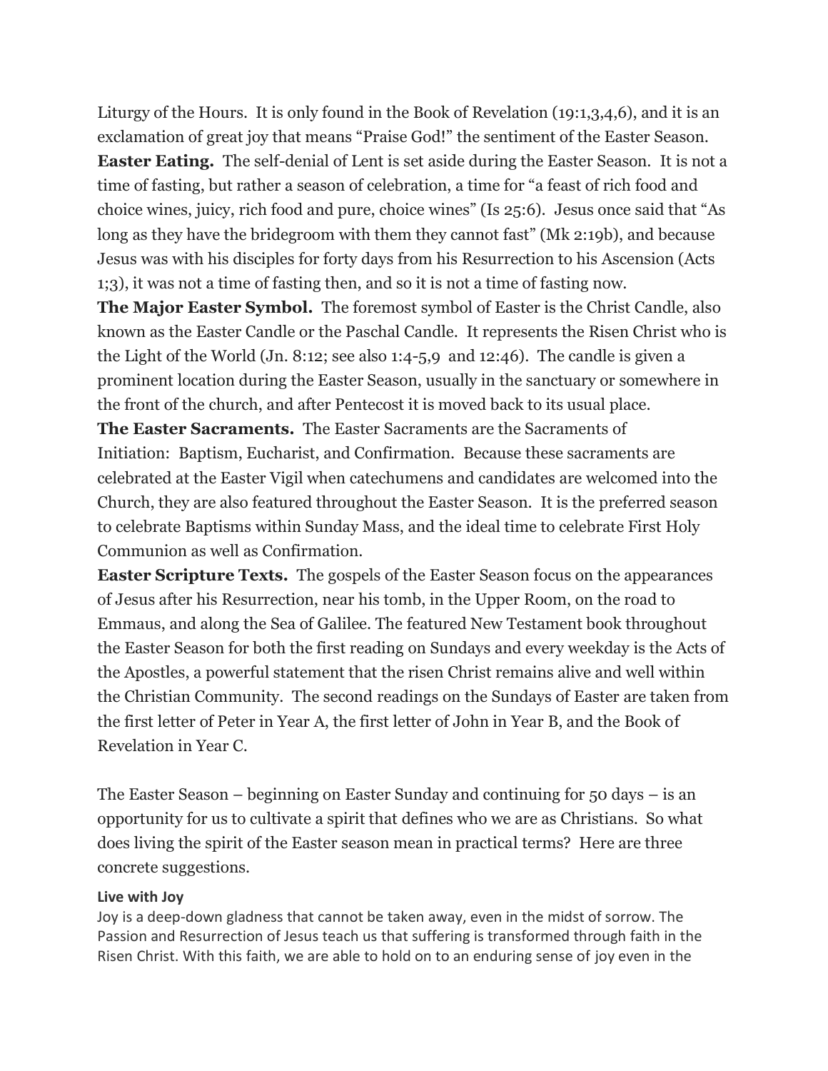Liturgy of the Hours. It is only found in the Book of Revelation (19:1,3,4,6), and it is an exclamation of great joy that means "Praise God!" the sentiment of the Easter Season.

**Easter Eating.** The self-denial of Lent is set aside during the Easter Season. It is not a time of fasting, but rather a season of celebration, a time for "a feast of rich food and choice wines, juicy, rich food and pure, choice wines" (Is 25:6). Jesus once said that "As long as they have the bridegroom with them they cannot fast" (Mk 2:19b), and because Jesus was with his disciples for forty days from his Resurrection to his Ascension (Acts 1;3), it was not a time of fasting then, and so it is not a time of fasting now.

**The Major Easter Symbol.** The foremost symbol of Easter is the Christ Candle, also known as the Easter Candle or the Paschal Candle. It represents the Risen Christ who is the Light of the World (Jn. 8:12; see also 1:4-5,9 and 12:46). The candle is given a prominent location during the Easter Season, usually in the sanctuary or somewhere in the front of the church, and after Pentecost it is moved back to its usual place.

**The Easter Sacraments.** The Easter Sacraments are the Sacraments of Initiation: Baptism, Eucharist, and Confirmation. Because these sacraments are celebrated at the Easter Vigil when catechumens and candidates are welcomed into the Church, they are also featured throughout the Easter Season. It is the preferred season to celebrate Baptisms within Sunday Mass, and the ideal time to celebrate First Holy Communion as well as Confirmation.

**Easter Scripture Texts.** The gospels of the Easter Season focus on the appearances of Jesus after his Resurrection, near his tomb, in the Upper Room, on the road to Emmaus, and along the Sea of Galilee. The featured New Testament book throughout the Easter Season for both the first reading on Sundays and every weekday is the Acts of the Apostles, a powerful statement that the risen Christ remains alive and well within the Christian Community. The second readings on the Sundays of Easter are taken from the first letter of Peter in Year A, the first letter of John in Year B, and the Book of Revelation in Year C.

The Easter Season – beginning on Easter Sunday and continuing for 50 days – is an opportunity for us to cultivate a spirit that defines who we are as Christians. So what does living the spirit of the Easter season mean in practical terms? Here are three concrete suggestions.

**Live with Joy**

Joy is a deep-down gladness that cannot be taken away, even in the midst of sorrow. The Passion and Resurrection of Jesus teach us that suffering is transformed through faith in the Risen Christ. With this faith, we are able to hold on to an enduring sense of joy even in the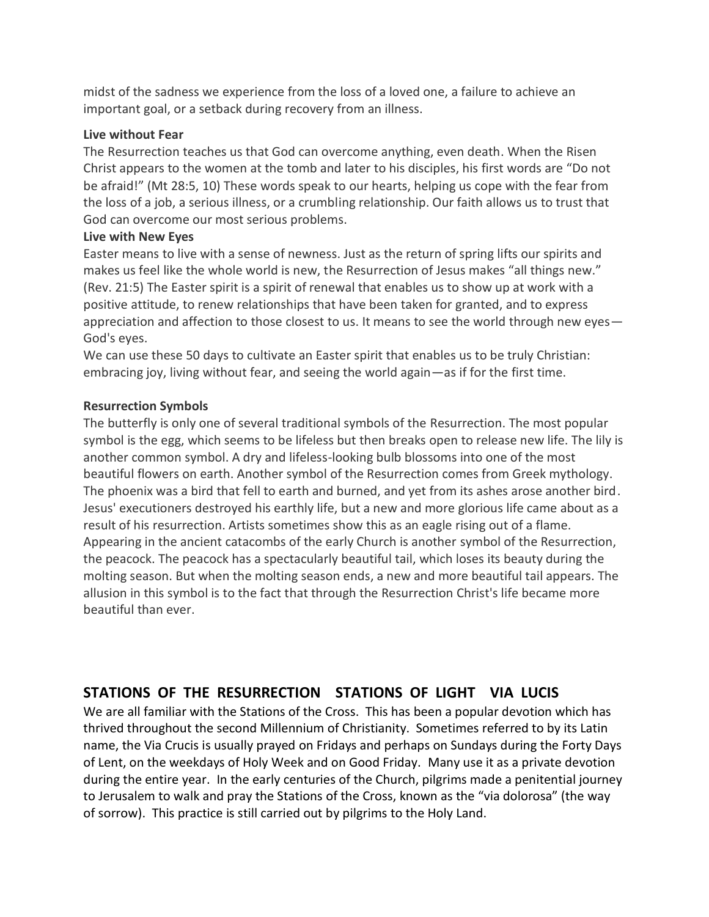midst of the sadness we experience from the loss of a loved one, a failure to achieve an important goal, or a setback during recovery from an illness.

**Live without Fear**

The Resurrection teaches us that God can overcome anything, even death. When the Risen Christ appears to the women at the tomb and later to his disciples, his first words are "Do not be afraid!" (Mt 28:5, 10) These words speak to our hearts, helping us cope with the fear from the loss of a job, a serious illness, or a crumbling relationship. Our faith allows us to trust that God can overcome our most serious problems.

**Live with New Eyes**

Easter means to live with a sense of newness. Just as the return of spring lifts our spirits and makes us feel like the whole world is new, the Resurrection of Jesus makes "all things new." (Rev. 21:5) The Easter spirit is a spirit of renewal that enables us to show up at work with a positive attitude, to renew relationships that have been taken for granted, and to express appreciation and affection to those closest to us. It means to see the world through new eyes—God's eyes.

We can use these 50 days to cultivate an Easter spirit that enables us to be truly Christian: embracing joy, living without fear, and seeing the world again—as if for the first time.

**Resurrection Symbols**

The butterfly is only one of several traditional symbols of the Resurrection. The most popular symbol is the egg, which seems to be lifeless but then breaks open to release new life. The lily is another common symbol. A dry and lifeless-looking bulb blossoms into one of the most beautiful flowers on earth. Another symbol of the Resurrection comes from Greek mythology. The phoenix was a bird that fell to earth and burned, and yet from its ashes arose another bird. Jesus' executioners destroyed his earthly life, but a new and more glorious life came about as a result of his resurrection. Artists sometimes show this as an eagle rising out of a flame. Appearing in the ancient catacombs of the early Church is another symbol of the Resurrection, the peacock. The peacock has a spectacularly beautiful tail, which loses its beauty during the molting season. But when the molting season ends, a new and more beautiful tail appears. The allusion in this symbol is to the fact that through the Resurrection Christ's life became more beautiful than ever.

## STATIONS OF THE RESURRECTION STATIONS OF LIGHT VIA LUCIS

We are all familiar with the Stations of the Cross. This has been a popular devotion which has thrived throughout the second Millennium of Christianity. Sometimes referred to by its Latin name, the Via Crucis is usually prayed on Fridays and perhaps on Sundays during the Forty Days of Lent, on the weekdays of Holy Week and on Good Friday. Many use it as a private devotion during the entire year. In the early centuries of the Church, pilgrims made a penitential journey to Jerusalem to walk and pray the Stations of the Cross, known as the "via dolorosa" (the way of sorrow). This practice is still carried out by pilgrims to the Holy Land.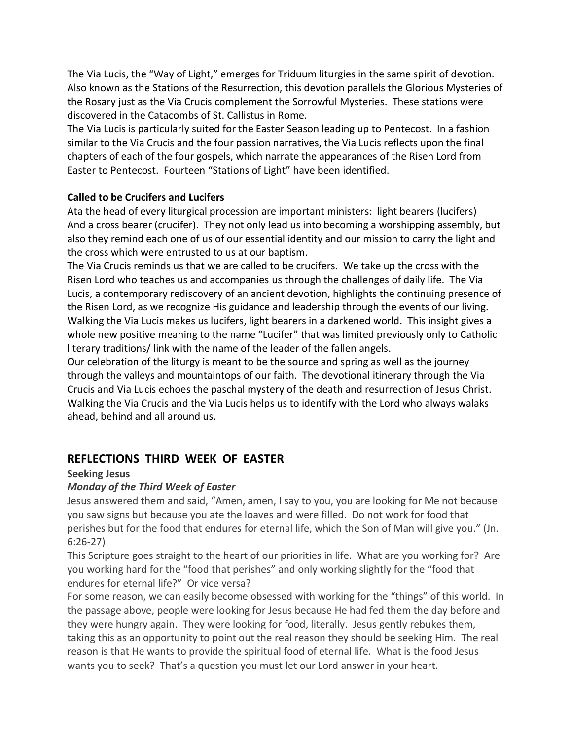The Via Lucis, the "Way of Light," emerges for Triduum liturgies in the same spirit of devotion. Also known as the Stations of the Resurrection, this devotion parallels the Glorious Mysteries of the Rosary just as the Via Crucis complement the Sorrowful Mysteries. These stations were discovered in the Catacombs of St. Callistus in Rome.

The Via Lucis is particularly suited for the Easter Season leading up to Pentecost. In a fashion similar to the Via Crucis and the four passion narratives, the Via Lucis reflects upon the final chapters of each of the four gospels, which narrate the appearances of the Risen Lord from Easter to Pentecost. Fourteen "Stations of Light" have been identified.

**Called to be Crucifers and Lucifers**

Ata the head of every liturgical procession are important ministers: light bearers (lucifers) And a cross bearer (crucifer). They not only lead us into becoming a worshipping assembly, but also they remind each one of us of our essential identity and our mission to carry the light and the cross which were entrusted to us at our baptism.

The Via Crucis reminds us that we are called to be crucifers. We take up the cross with the Risen Lord who teaches us and accompanies us through the challenges of daily life. The Via Lucis, a contemporary rediscovery of an ancient devotion, highlights the continuing presence of the Risen Lord, as we recognize His guidance and leadership through the events of our living. Walking the Via Lucis makes us lucifers, light bearers in a darkened world. This insight gives a whole new positive meaning to the name "Lucifer" that was limited previously only to Catholic literary traditions/ link with the name of the leader of the fallen angels.

Our celebration of the liturgy is meant to be the source and spring as well as the journey through the valleys and mountaintops of our faith. The devotional itinerary through the Via Crucis and Via Lucis echoes the paschal mystery of the death and resurrection of Jesus Christ. Walking the Via Crucis and the Via Lucis helps us to identify with the Lord who always walaks ahead, behind and all around us.

## REFLECTIONS THIRD WEEK OF EASTER

**Seeking Jesus**

***Monday of the Third Week of Easter***

Jesus answered them and said, "Amen, amen, I say to you, you are looking for Me not because you saw signs but because you ate the loaves and were filled. Do not work for food that perishes but for the food that endures for eternal life, which the Son of Man will give you." (Jn. 6:26-27)

This Scripture goes straight to the heart of our priorities in life. What are you working for? Are you working hard for the "food that perishes" and only working slightly for the "food that endures for eternal life?" Or vice versa?

For some reason, we can easily become obsessed with working for the "things" of this world. In the passage above, people were looking for Jesus because He had fed them the day before and they were hungry again. They were looking for food, literally. Jesus gently rebukes them, taking this as an opportunity to point out the real reason they should be seeking Him. The real reason is that He wants to provide the spiritual food of eternal life. What is the food Jesus wants you to seek? That's a question you must let our Lord answer in your heart.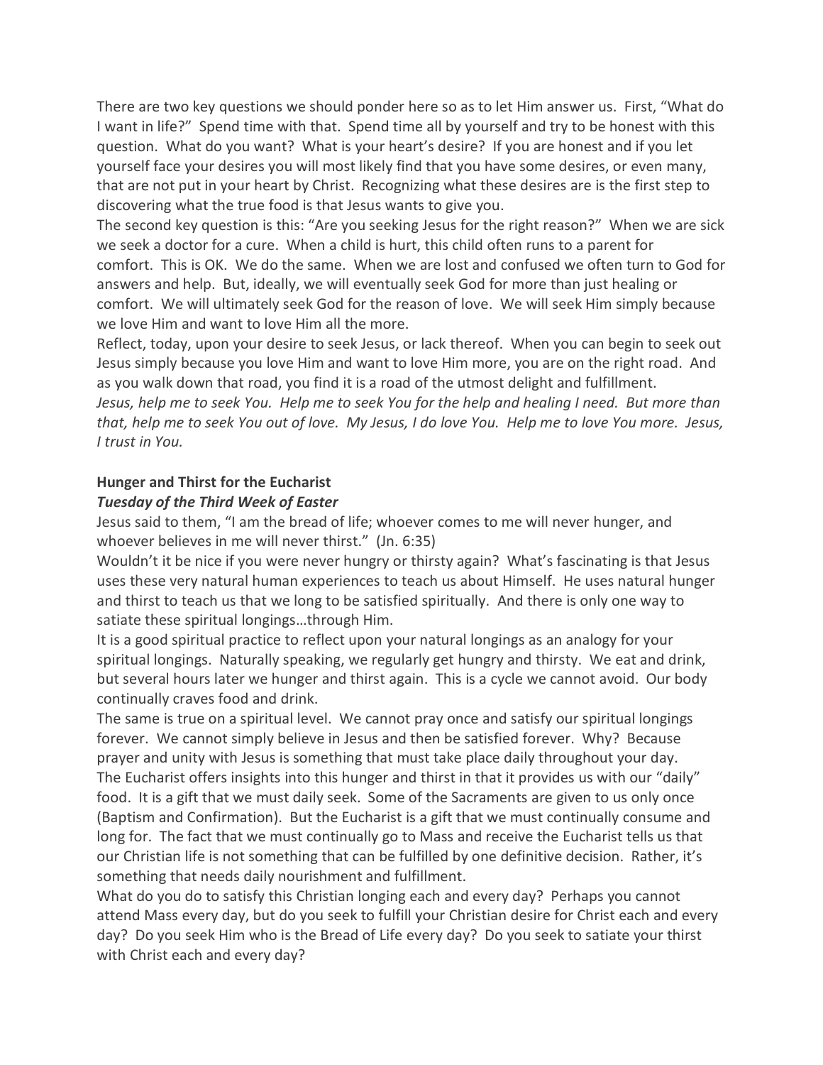There are two key questions we should ponder here so as to let Him answer us. First, "What do I want in life?" Spend time with that. Spend time all by yourself and try to be honest with this question. What do you want? What is your heart's desire? If you are honest and if you let yourself face your desires you will most likely find that you have some desires, or even many, that are not put in your heart by Christ. Recognizing what these desires are is the first step to discovering what the true food is that Jesus wants to give you.

The second key question is this: "Are you seeking Jesus for the right reason?" When we are sick we seek a doctor for a cure. When a child is hurt, this child often runs to a parent for comfort. This is OK. We do the same. When we are lost and confused we often turn to God for answers and help. But, ideally, we will eventually seek God for more than just healing or comfort. We will ultimately seek God for the reason of love. We will seek Him simply because we love Him and want to love Him all the more.

Reflect, today, upon your desire to seek Jesus, or lack thereof. When you can begin to seek out Jesus simply because you love Him and want to love Him more, you are on the right road. And as you walk down that road, you find it is a road of the utmost delight and fulfillment.

*Jesus, help me to seek You. Help me to seek You for the help and healing I need. But more than that, help me to seek You out of love. My Jesus, I do love You. Help me to love You more. Jesus, I trust in You.*

**Hunger and Thirst for the Eucharist**

***Tuesday of the Third Week of Easter***

Jesus said to them, "I am the bread of life; whoever comes to me will never hunger, and whoever believes in me will never thirst." (Jn. 6:35)

Wouldn't it be nice if you were never hungry or thirsty again? What's fascinating is that Jesus uses these very natural human experiences to teach us about Himself. He uses natural hunger and thirst to teach us that we long to be satisfied spiritually. And there is only one way to satiate these spiritual longings…through Him.

It is a good spiritual practice to reflect upon your natural longings as an analogy for your spiritual longings. Naturally speaking, we regularly get hungry and thirsty. We eat and drink, but several hours later we hunger and thirst again. This is a cycle we cannot avoid. Our body continually craves food and drink.

The same is true on a spiritual level. We cannot pray once and satisfy our spiritual longings forever. We cannot simply believe in Jesus and then be satisfied forever. Why? Because prayer and unity with Jesus is something that must take place daily throughout your day.

The Eucharist offers insights into this hunger and thirst in that it provides us with our "daily" food. It is a gift that we must daily seek. Some of the Sacraments are given to us only once (Baptism and Confirmation). But the Eucharist is a gift that we must continually consume and long for. The fact that we must continually go to Mass and receive the Eucharist tells us that our Christian life is not something that can be fulfilled by one definitive decision. Rather, it's something that needs daily nourishment and fulfillment.

What do you do to satisfy this Christian longing each and every day? Perhaps you cannot attend Mass every day, but do you seek to fulfill your Christian desire for Christ each and every day? Do you seek Him who is the Bread of Life every day? Do you seek to satiate your thirst with Christ each and every day?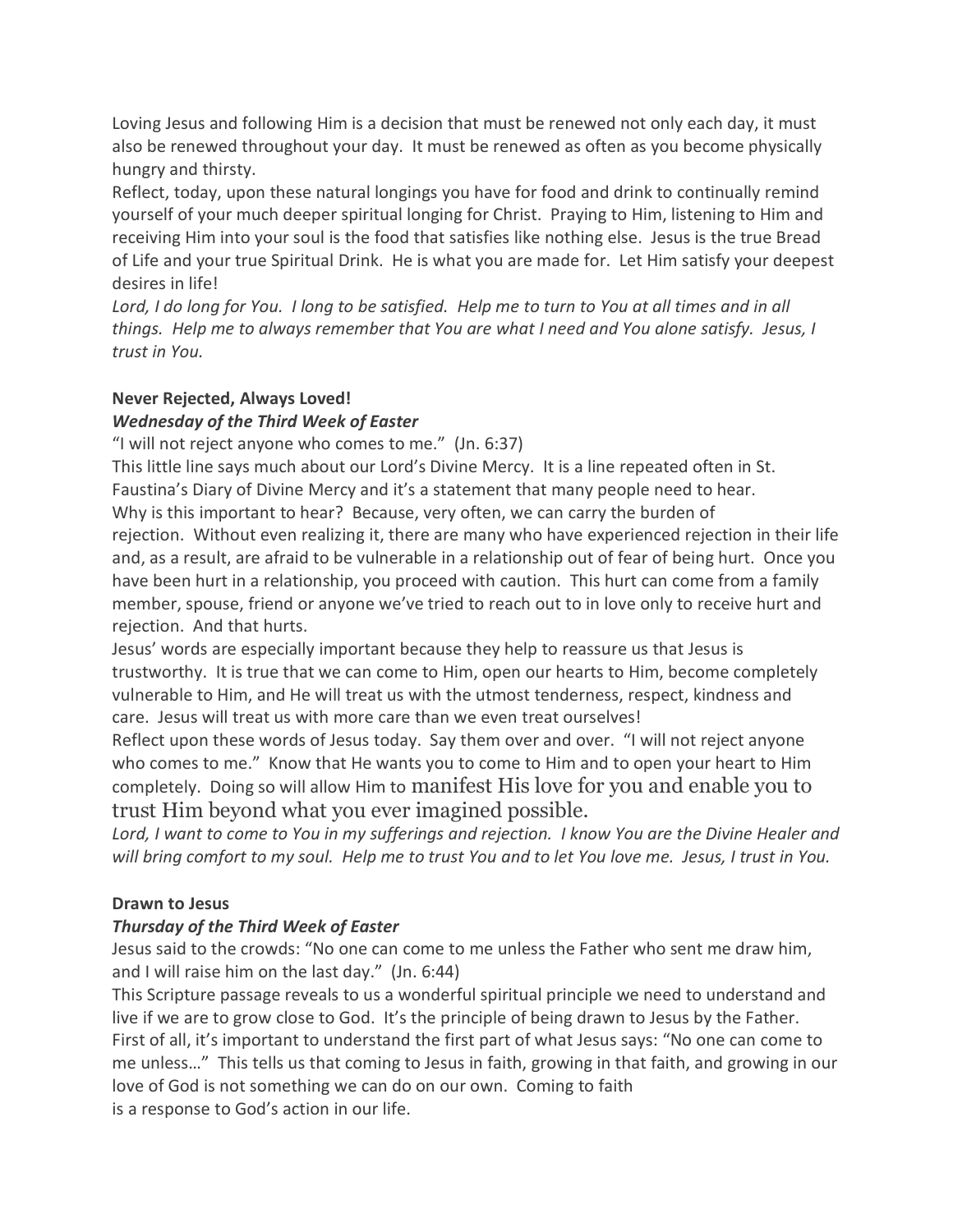Loving Jesus and following Him is a decision that must be renewed not only each day, it must also be renewed throughout your day. It must be renewed as often as you become physically hungry and thirsty.

Reflect, today, upon these natural longings you have for food and drink to continually remind yourself of your much deeper spiritual longing for Christ. Praying to Him, listening to Him and receiving Him into your soul is the food that satisfies like nothing else. Jesus is the true Bread of Life and your true Spiritual Drink. He is what you are made for. Let Him satisfy your deepest desires in life!

*Lord, I do long for You. I long to be satisfied. Help me to turn to You at all times and in all things. Help me to always remember that You are what I need and You alone satisfy. Jesus, I trust in You.*

**Never Rejected, Always Loved!**

***Wednesday of the Third Week of Easter***

"I will not reject anyone who comes to me." (Jn. 6:37)

This little line says much about our Lord's Divine Mercy. It is a line repeated often in St. Faustina's Diary of Divine Mercy and it's a statement that many people need to hear.

Why is this important to hear? Because, very often, we can carry the burden of rejection. Without even realizing it, there are many who have experienced rejection in their life and, as a result, are afraid to be vulnerable in a relationship out of fear of being hurt. Once you have been hurt in a relationship, you proceed with caution. This hurt can come from a family member, spouse, friend or anyone we've tried to reach out to in love only to receive hurt and rejection. And that hurts.

Jesus' words are especially important because they help to reassure us that Jesus is trustworthy. It is true that we can come to Him, open our hearts to Him, become completely vulnerable to Him, and He will treat us with the utmost tenderness, respect, kindness and care. Jesus will treat us with more care than we even treat ourselves!

Reflect upon these words of Jesus today. Say them over and over. "I will not reject anyone who comes to me." Know that He wants you to come to Him and to open your heart to Him completely. Doing so will allow Him to manifest His love for you and enable you to trust Him beyond what you ever imagined possible.

*Lord, I want to come to You in my sufferings and rejection. I know You are the Divine Healer and will bring comfort to my soul. Help me to trust You and to let You love me. Jesus, I trust in You.*

**Drawn to Jesus**

***Thursday of the Third Week of Easter***

Jesus said to the crowds: "No one can come to me unless the Father who sent me draw him, and I will raise him on the last day." (Jn. 6:44)

This Scripture passage reveals to us a wonderful spiritual principle we need to understand and live if we are to grow close to God. It's the principle of being drawn to Jesus by the Father.

First of all, it's important to understand the first part of what Jesus says: "No one can come to me unless…" This tells us that coming to Jesus in faith, growing in that faith, and growing in our love of God is not something we can do on our own. Coming to faith is a response to God's action in our life.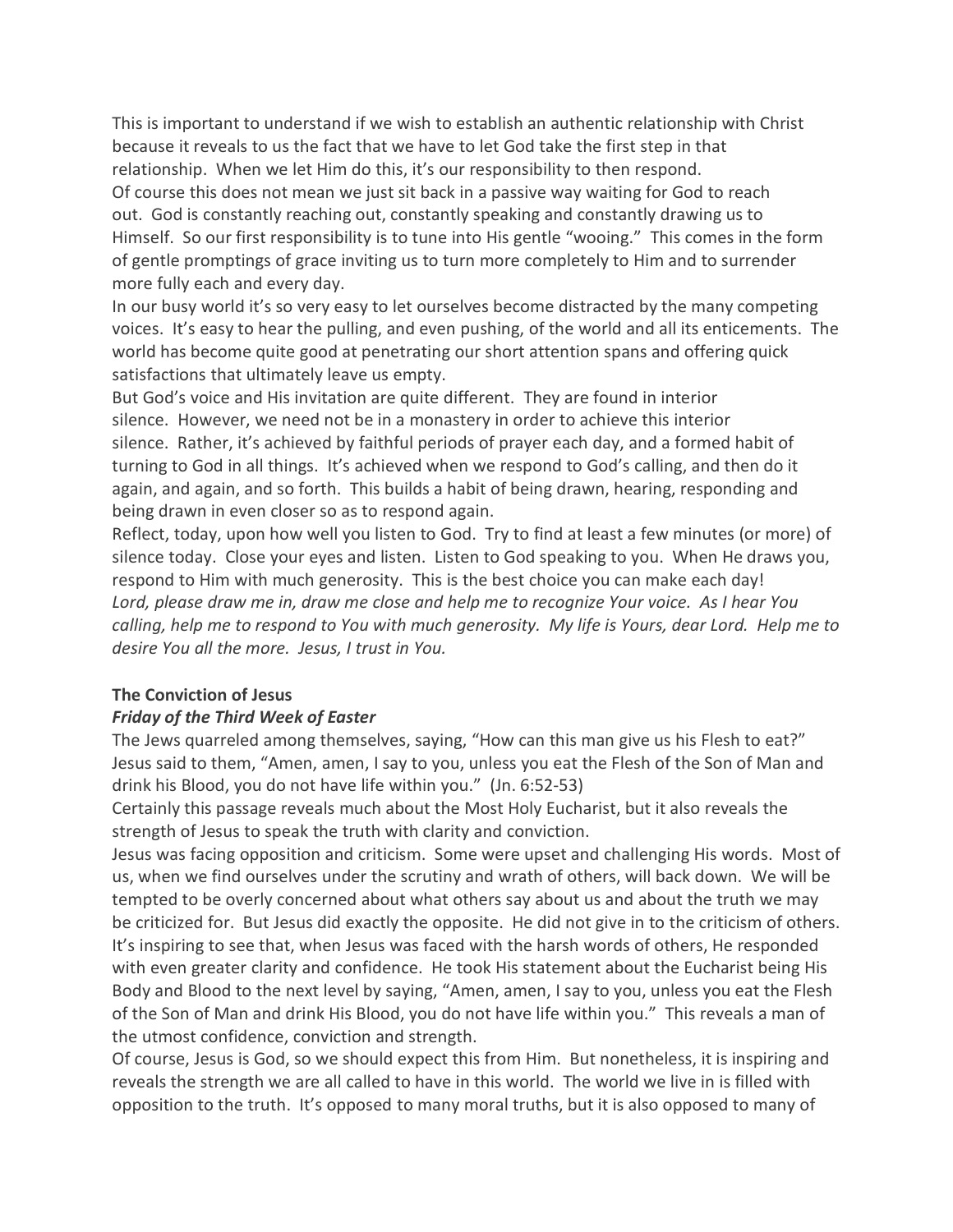This is important to understand if we wish to establish an authentic relationship with Christ because it reveals to us the fact that we have to let God take the first step in that relationship. When we let Him do this, it's our responsibility to then respond.

Of course this does not mean we just sit back in a passive way waiting for God to reach out. God is constantly reaching out, constantly speaking and constantly drawing us to Himself. So our first responsibility is to tune into His gentle "wooing." This comes in the form of gentle promptings of grace inviting us to turn more completely to Him and to surrender more fully each and every day.

In our busy world it's so very easy to let ourselves become distracted by the many competing voices. It's easy to hear the pulling, and even pushing, of the world and all its enticements. The world has become quite good at penetrating our short attention spans and offering quick satisfactions that ultimately leave us empty.

But God's voice and His invitation are quite different. They are found in interior silence. However, we need not be in a monastery in order to achieve this interior silence. Rather, it's achieved by faithful periods of prayer each day, and a formed habit of turning to God in all things. It's achieved when we respond to God's calling, and then do it again, and again, and so forth. This builds a habit of being drawn, hearing, responding and being drawn in even closer so as to respond again.

Reflect, today, upon how well you listen to God. Try to find at least a few minutes (or more) of silence today. Close your eyes and listen. Listen to God speaking to you. When He draws you, respond to Him with much generosity. This is the best choice you can make each day!

*Lord, please draw me in, draw me close and help me to recognize Your voice. As I hear You calling, help me to respond to You with much generosity. My life is Yours, dear Lord. Help me to desire You all the more. Jesus, I trust in You.*

**The Conviction of Jesus**

***Friday of the Third Week of Easter***

The Jews quarreled among themselves, saying, "How can this man give us his Flesh to eat?" Jesus said to them, "Amen, amen, I say to you, unless you eat the Flesh of the Son of Man and drink his Blood, you do not have life within you." (Jn. 6:52-53)

Certainly this passage reveals much about the Most Holy Eucharist, but it also reveals the strength of Jesus to speak the truth with clarity and conviction.

Jesus was facing opposition and criticism. Some were upset and challenging His words. Most of us, when we find ourselves under the scrutiny and wrath of others, will back down. We will be tempted to be overly concerned about what others say about us and about the truth we may be criticized for. But Jesus did exactly the opposite. He did not give in to the criticism of others. It's inspiring to see that, when Jesus was faced with the harsh words of others, He responded with even greater clarity and confidence. He took His statement about the Eucharist being His Body and Blood to the next level by saying, "Amen, amen, I say to you, unless you eat the Flesh of the Son of Man and drink His Blood, you do not have life within you." This reveals a man of the utmost confidence, conviction and strength.

Of course, Jesus is God, so we should expect this from Him. But nonetheless, it is inspiring and reveals the strength we are all called to have in this world. The world we live in is filled with opposition to the truth. It's opposed to many moral truths, but it is also opposed to many of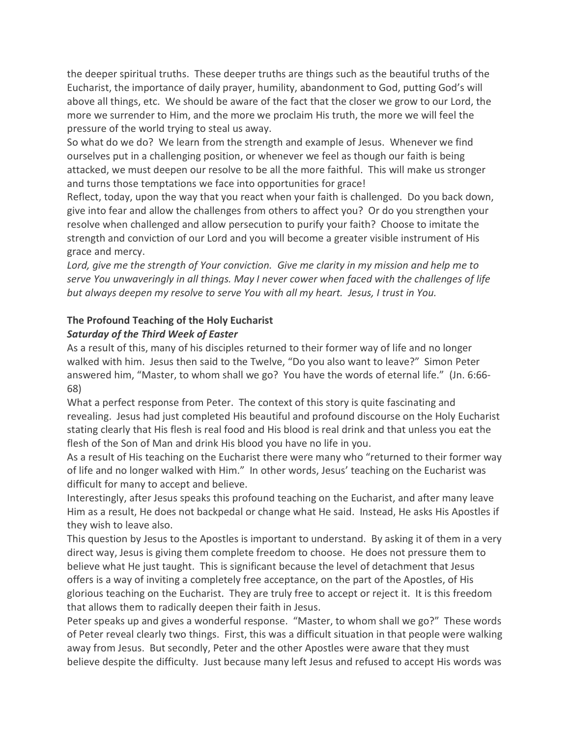the deeper spiritual truths. These deeper truths are things such as the beautiful truths of the Eucharist, the importance of daily prayer, humility, abandonment to God, putting God's will above all things, etc. We should be aware of the fact that the closer we grow to our Lord, the more we surrender to Him, and the more we proclaim His truth, the more we will feel the pressure of the world trying to steal us away.

So what do we do? We learn from the strength and example of Jesus. Whenever we find ourselves put in a challenging position, or whenever we feel as though our faith is being attacked, we must deepen our resolve to be all the more faithful. This will make us stronger and turns those temptations we face into opportunities for grace!

Reflect, today, upon the way that you react when your faith is challenged. Do you back down, give into fear and allow the challenges from others to affect you? Or do you strengthen your resolve when challenged and allow persecution to purify your faith? Choose to imitate the strength and conviction of our Lord and you will become a greater visible instrument of His grace and mercy.

*Lord, give me the strength of Your conviction. Give me clarity in my mission and help me to serve You unwaveringly in all things. May I never cower when faced with the challenges of life but always deepen my resolve to serve You with all my heart. Jesus, I trust in You.*

**The Profound Teaching of the Holy Eucharist**

***Saturday of the Third Week of Easter***

As a result of this, many of his disciples returned to their former way of life and no longer walked with him. Jesus then said to the Twelve, "Do you also want to leave?" Simon Peter answered him, "Master, to whom shall we go? You have the words of eternal life." (Jn. 6:66-68)

What a perfect response from Peter. The context of this story is quite fascinating and revealing. Jesus had just completed His beautiful and profound discourse on the Holy Eucharist stating clearly that His flesh is real food and His blood is real drink and that unless you eat the flesh of the Son of Man and drink His blood you have no life in you.

As a result of His teaching on the Eucharist there were many who "returned to their former way of life and no longer walked with Him." In other words, Jesus' teaching on the Eucharist was difficult for many to accept and believe.

Interestingly, after Jesus speaks this profound teaching on the Eucharist, and after many leave Him as a result, He does not backpedal or change what He said. Instead, He asks His Apostles if they wish to leave also.

This question by Jesus to the Apostles is important to understand. By asking it of them in a very direct way, Jesus is giving them complete freedom to choose. He does not pressure them to believe what He just taught. This is significant because the level of detachment that Jesus offers is a way of inviting a completely free acceptance, on the part of the Apostles, of His glorious teaching on the Eucharist. They are truly free to accept or reject it. It is this freedom that allows them to radically deepen their faith in Jesus.

Peter speaks up and gives a wonderful response. "Master, to whom shall we go?" These words of Peter reveal clearly two things. First, this was a difficult situation in that people were walking away from Jesus. But secondly, Peter and the other Apostles were aware that they must believe despite the difficulty. Just because many left Jesus and refused to accept His words was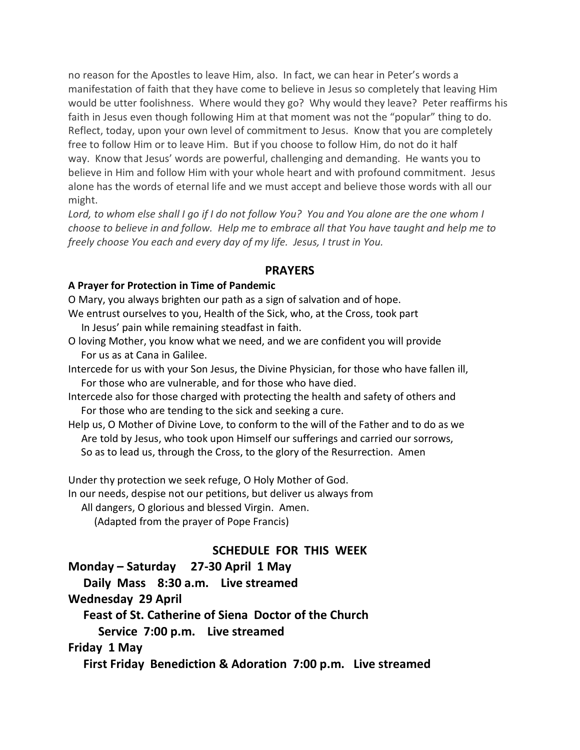no reason for the Apostles to leave Him, also. In fact, we can hear in Peter's words a manifestation of faith that they have come to believe in Jesus so completely that leaving Him would be utter foolishness. Where would they go? Why would they leave? Peter reaffirms his faith in Jesus even though following Him at that moment was not the "popular" thing to do. Reflect, today, upon your own level of commitment to Jesus. Know that you are completely free to follow Him or to leave Him. But if you choose to follow Him, do not do it half way. Know that Jesus' words are powerful, challenging and demanding. He wants you to believe in Him and follow Him with your whole heart and with profound commitment. Jesus alone has the words of eternal life and we must accept and believe those words with all our might.

*Lord, to whom else shall I go if I do not follow You? You and You alone are the one whom I choose to believe in and follow. Help me to embrace all that You have taught and help me to freely choose You each and every day of my life. Jesus, I trust in You.*

## PRAYERS

**A Prayer for Protection in Time of Pandemic**

O Mary, you always brighten our path as a sign of salvation and of hope.
We entrust ourselves to you, Health of the Sick, who, at the Cross, took part
In Jesus' pain while remaining steadfast in faith.
O loving Mother, you know what we need, and we are confident you will provide
For us as at Cana in Galilee.
Intercede for us with your Son Jesus, the Divine Physician, for those who have fallen ill,
For those who are vulnerable, and for those who have died.
Intercede also for those charged with protecting the health and safety of others and
For those who are tending to the sick and seeking a cure.
Help us, O Mother of Divine Love, to conform to the will of the Father and to do as we
Are told by Jesus, who took upon Himself our sufferings and carried our sorrows,
So as to lead us, through the Cross, to the glory of the Resurrection. Amen

Under thy protection we seek refuge, O Holy Mother of God.
In our needs, despise not our petitions, but deliver us always from
All dangers, O glorious and blessed Virgin. Amen.
(Adapted from the prayer of Pope Francis)

## SCHEDULE FOR THIS WEEK

**Monday – Saturday 27-30 April 1 May**
**Daily Mass 8:30 a.m. Live streamed**
**Wednesday 29 April**
**Feast of St. Catherine of Siena Doctor of the Church**
**Service 7:00 p.m. Live streamed**
**Friday 1 May**
**First Friday Benediction & Adoration 7:00 p.m. Live streamed**